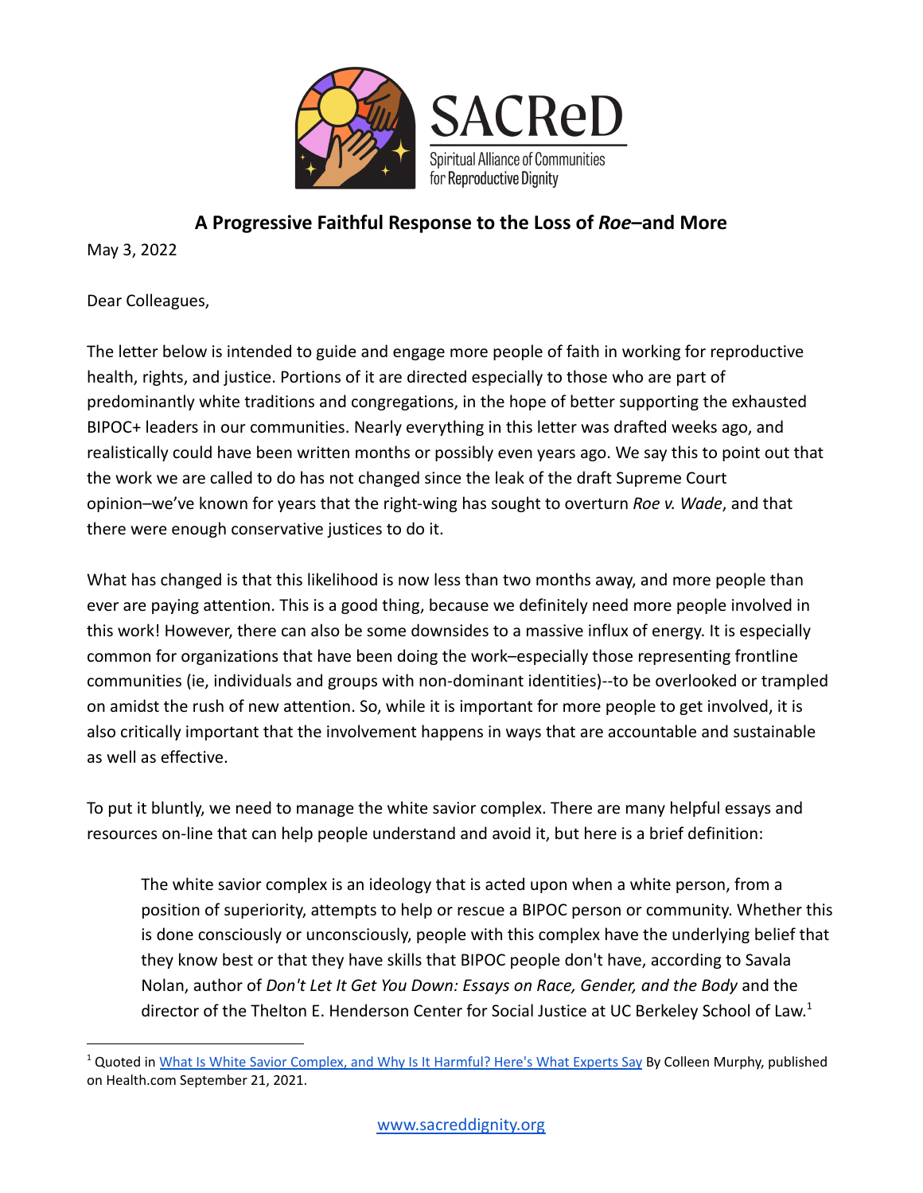SACReD

Spiritual Alliance of Communities for Reproductive Dignity

## A Progressive Faithful Response to the Loss of *Roe*–and More

May 3, 2022

Dear Colleagues,

The letter below is intended to guide and engage more people of faith in working for reproductive health, rights, and justice. Portions of it are directed especially to those who are part of predominantly white traditions and congregations, in the hope of better supporting the exhausted BIPOC+ leaders in our communities. Nearly everything in this letter was drafted weeks ago, and realistically could have been written months or possibly even years ago. We say this to point out that the work we are called to do has not changed since the leak of the draft Supreme Court opinion–we've known for years that the right-wing has sought to overturn *Roe v. Wade*, and that there were enough conservative justices to do it.

What has changed is that this likelihood is now less than two months away, and more people than ever are paying attention. This is a good thing, because we definitely need more people involved in this work! However, there can also be some downsides to a massive influx of energy. It is especially common for organizations that have been doing the work–especially those representing frontline communities (ie, individuals and groups with non-dominant identities)--to be overlooked or trampled on amidst the rush of new attention. So, while it is important for more people to get involved, it is also critically important that the involvement happens in ways that are accountable and sustainable as well as effective.

To put it bluntly, we need to manage the white savior complex. There are many helpful essays and resources on-line that can help people understand and avoid it, but here is a brief definition:

> The white savior complex is an ideology that is acted upon when a white person, from a position of superiority, attempts to help or rescue a BIPOC person or community. Whether this is done consciously or unconsciously, people with this complex have the underlying belief that they know best or that they have skills that BIPOC people don't have, according to Savala Nolan, author of *Don't Let It Get You Down: Essays on Race, Gender, and the Body* and the director of the Thelton E. Henderson Center for Social Justice at UC Berkeley School of Law.[1]

[1] Quoted in What Is White Savior Complex, and Why Is It Harmful? Here's What Experts Say By Colleen Murphy, published on Health.com September 21, 2021.

www.sacreddignity.org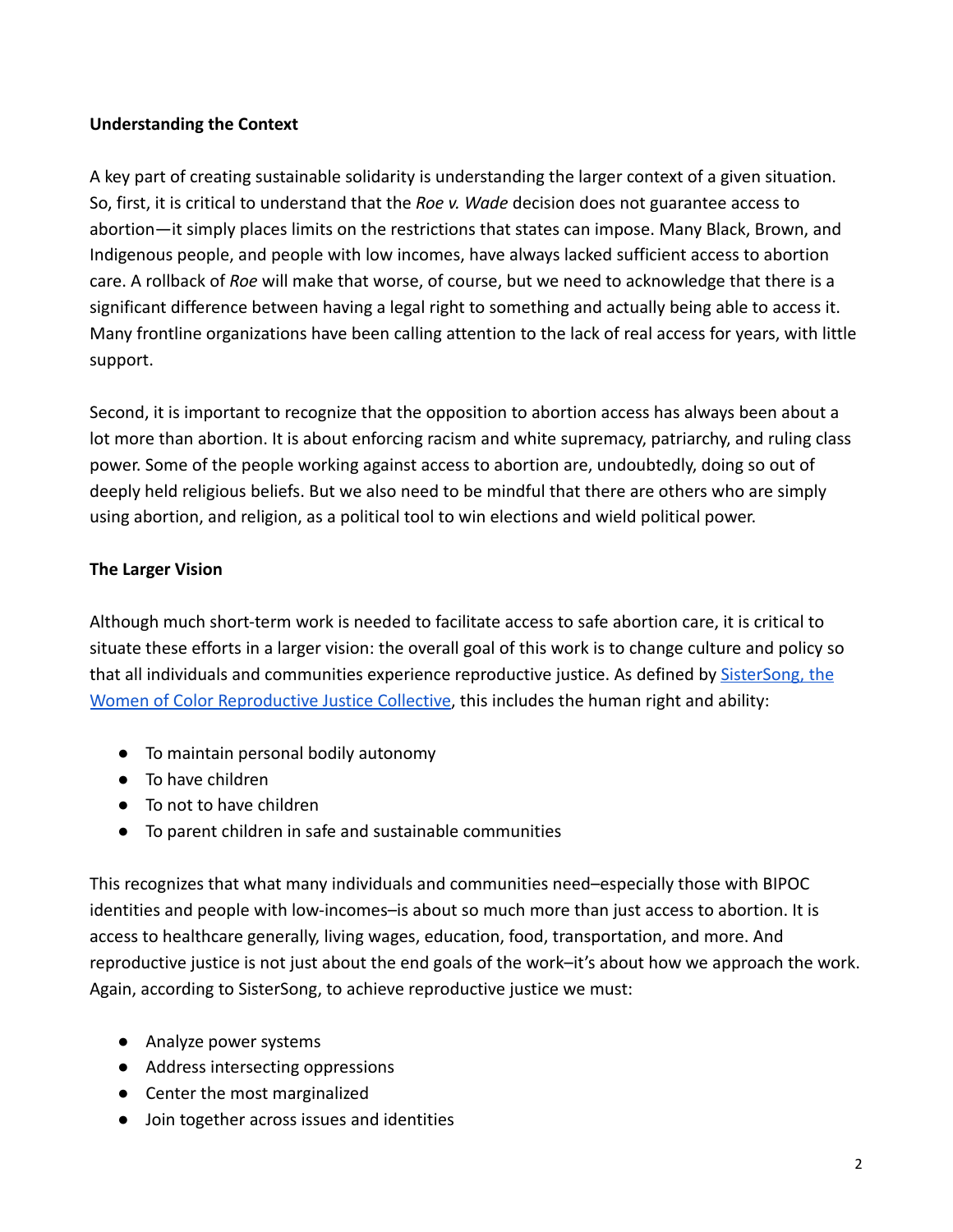**Understanding the Context**

A key part of creating sustainable solidarity is understanding the larger context of a given situation. So, first, it is critical to understand that the *Roe v. Wade* decision does not guarantee access to abortion—it simply places limits on the restrictions that states can impose. Many Black, Brown, and Indigenous people, and people with low incomes, have always lacked sufficient access to abortion care. A rollback of *Roe* will make that worse, of course, but we need to acknowledge that there is a significant difference between having a legal right to something and actually being able to access it. Many frontline organizations have been calling attention to the lack of real access for years, with little support.

Second, it is important to recognize that the opposition to abortion access has always been about a lot more than abortion. It is about enforcing racism and white supremacy, patriarchy, and ruling class power. Some of the people working against access to abortion are, undoubtedly, doing so out of deeply held religious beliefs. But we also need to be mindful that there are others who are simply using abortion, and religion, as a political tool to win elections and wield political power.

**The Larger Vision**

Although much short-term work is needed to facilitate access to safe abortion care, it is critical to situate these efforts in a larger vision: the overall goal of this work is to change culture and policy so that all individuals and communities experience reproductive justice. As defined by SisterSong, the Women of Color Reproductive Justice Collective, this includes the human right and ability:

- To maintain personal bodily autonomy
- To have children
- To not to have children
- To parent children in safe and sustainable communities

This recognizes that what many individuals and communities need–especially those with BIPOC identities and people with low-incomes–is about so much more than just access to abortion. It is access to healthcare generally, living wages, education, food, transportation, and more. And reproductive justice is not just about the end goals of the work–it's about how we approach the work. Again, according to SisterSong, to achieve reproductive justice we must:

- Analyze power systems
- Address intersecting oppressions
- Center the most marginalized
- Join together across issues and identities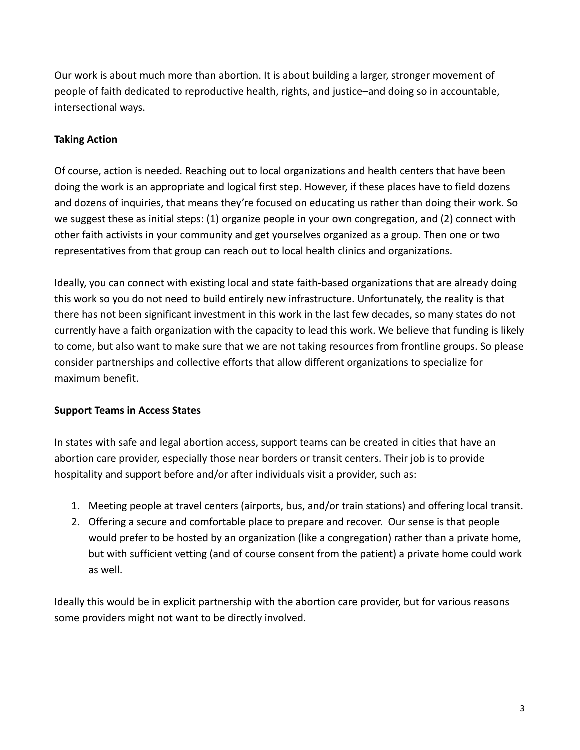Our work is about much more than abortion. It is about building a larger, stronger movement of people of faith dedicated to reproductive health, rights, and justice–and doing so in accountable, intersectional ways.

**Taking Action**

Of course, action is needed. Reaching out to local organizations and health centers that have been doing the work is an appropriate and logical first step. However, if these places have to field dozens and dozens of inquiries, that means they're focused on educating us rather than doing their work. So we suggest these as initial steps: (1) organize people in your own congregation, and (2) connect with other faith activists in your community and get yourselves organized as a group. Then one or two representatives from that group can reach out to local health clinics and organizations.

Ideally, you can connect with existing local and state faith-based organizations that are already doing this work so you do not need to build entirely new infrastructure. Unfortunately, the reality is that there has not been significant investment in this work in the last few decades, so many states do not currently have a faith organization with the capacity to lead this work. We believe that funding is likely to come, but also want to make sure that we are not taking resources from frontline groups. So please consider partnerships and collective efforts that allow different organizations to specialize for maximum benefit.

**Support Teams in Access States**

In states with safe and legal abortion access, support teams can be created in cities that have an abortion care provider, especially those near borders or transit centers. Their job is to provide hospitality and support before and/or after individuals visit a provider, such as:

1. Meeting people at travel centers (airports, bus, and/or train stations) and offering local transit.
2. Offering a secure and comfortable place to prepare and recover. Our sense is that people would prefer to be hosted by an organization (like a congregation) rather than a private home, but with sufficient vetting (and of course consent from the patient) a private home could work as well.

Ideally this would be in explicit partnership with the abortion care provider, but for various reasons some providers might not want to be directly involved.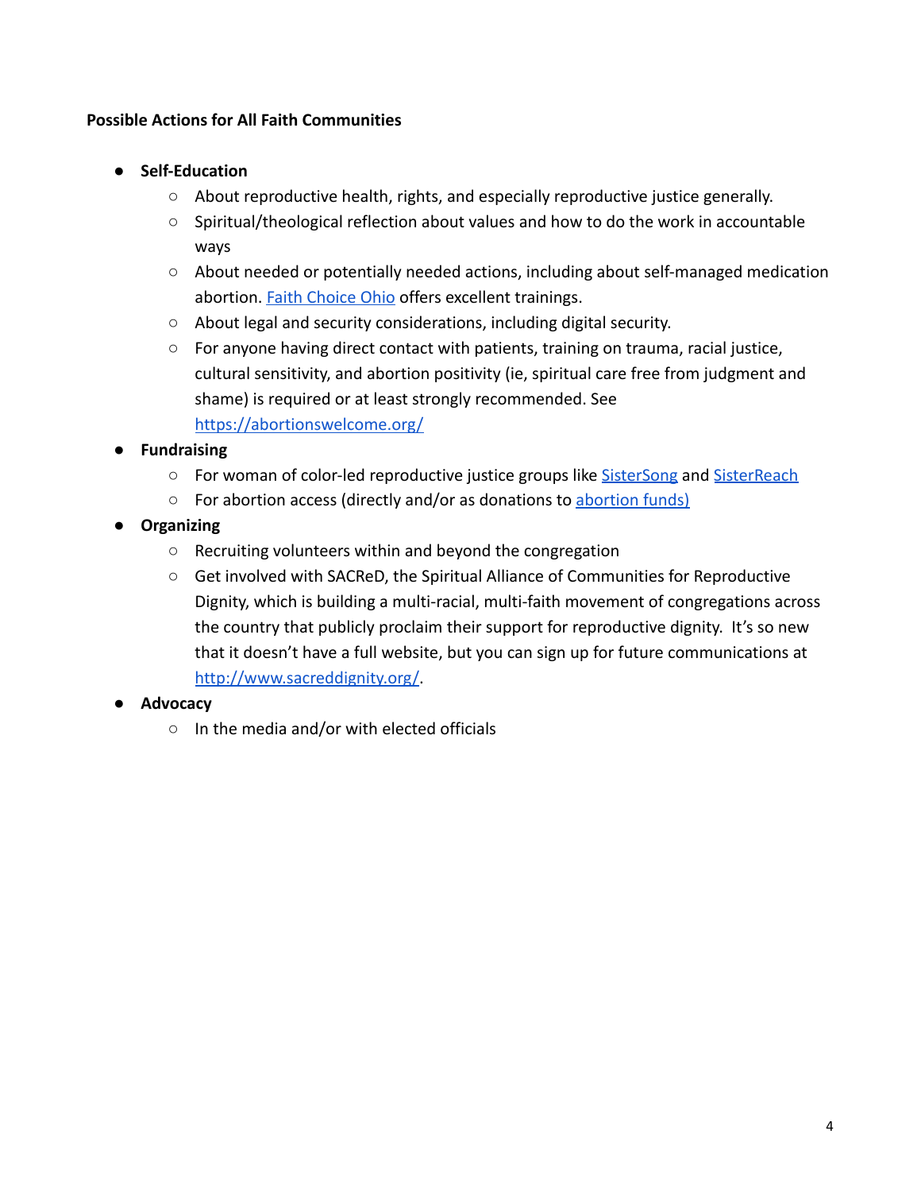**Possible Actions for All Faith Communities**

- **Self-Education**
  - About reproductive health, rights, and especially reproductive justice generally.
  - Spiritual/theological reflection about values and how to do the work in accountable ways
  - About needed or potentially needed actions, including about self-managed medication abortion. [Faith Choice Ohio]() offers excellent trainings.
  - About legal and security considerations, including digital security.
  - For anyone having direct contact with patients, training on trauma, racial justice, cultural sensitivity, and abortion positivity (ie, spiritual care free from judgment and shame) is required or at least strongly recommended. See [https://abortionswelcome.org/](https://abortionswelcome.org/)
- **Fundraising**
  - For woman of color-led reproductive justice groups like [SisterSong]() and [SisterReach]()
  - For abortion access (directly and/or as donations to [abortion funds)]()
- **Organizing**
  - Recruiting volunteers within and beyond the congregation
  - Get involved with SACReD, the Spiritual Alliance of Communities for Reproductive Dignity, which is building a multi-racial, multi-faith movement of congregations across the country that publicly proclaim their support for reproductive dignity. It's so new that it doesn't have a full website, but you can sign up for future communications at [http://www.sacreddignity.org/](http://www.sacreddignity.org/).
- **Advocacy**
  - In the media and/or with elected officials